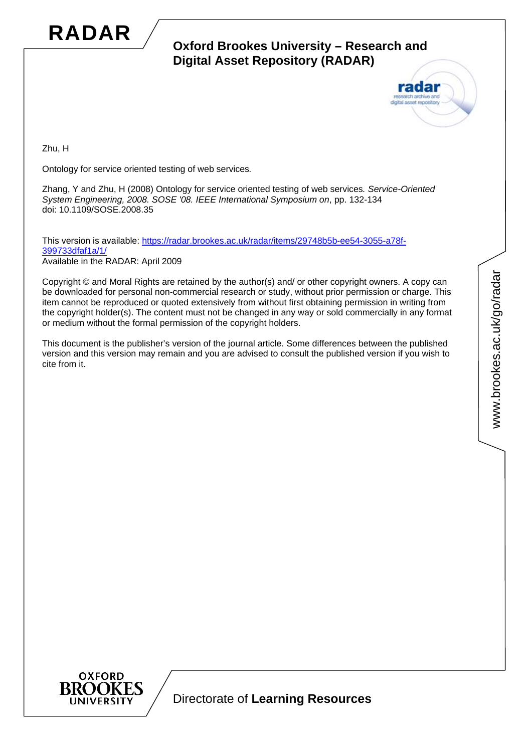# RADAR

**Oxford Brookes University – Research and Digital Asset Repository (RADAR)**

Zhu, H

Ontology for service oriented testing of web services.

Zhang, Y and Zhu, H (2008) Ontology for service oriented testing of web services. *Service-Oriented System Engineering, 2008. SOSE '08. IEEE International Symposium on*, pp. 132-134
doi: 10.1109/SOSE.2008.35

This version is available: https://radar.brookes.ac.uk/radar/items/29748b5b-ee54-3055-a78f-399733dfaf1a/1/
Available in the RADAR: April 2009

Copyright © and Moral Rights are retained by the author(s) and/ or other copyright owners. A copy can be downloaded for personal non-commercial research or study, without prior permission or charge. This item cannot be reproduced or quoted extensively from without first obtaining permission in writing from the copyright holder(s). The content must not be changed in any way or sold commercially in any format or medium without the formal permission of the copyright holders.

This document is the publisher's version of the journal article. Some differences between the published version and this version may remain and you are advised to consult the published version if you wish to cite from it.

www.brookes.ac.uk/go/radar

Directorate of **Learning Resources**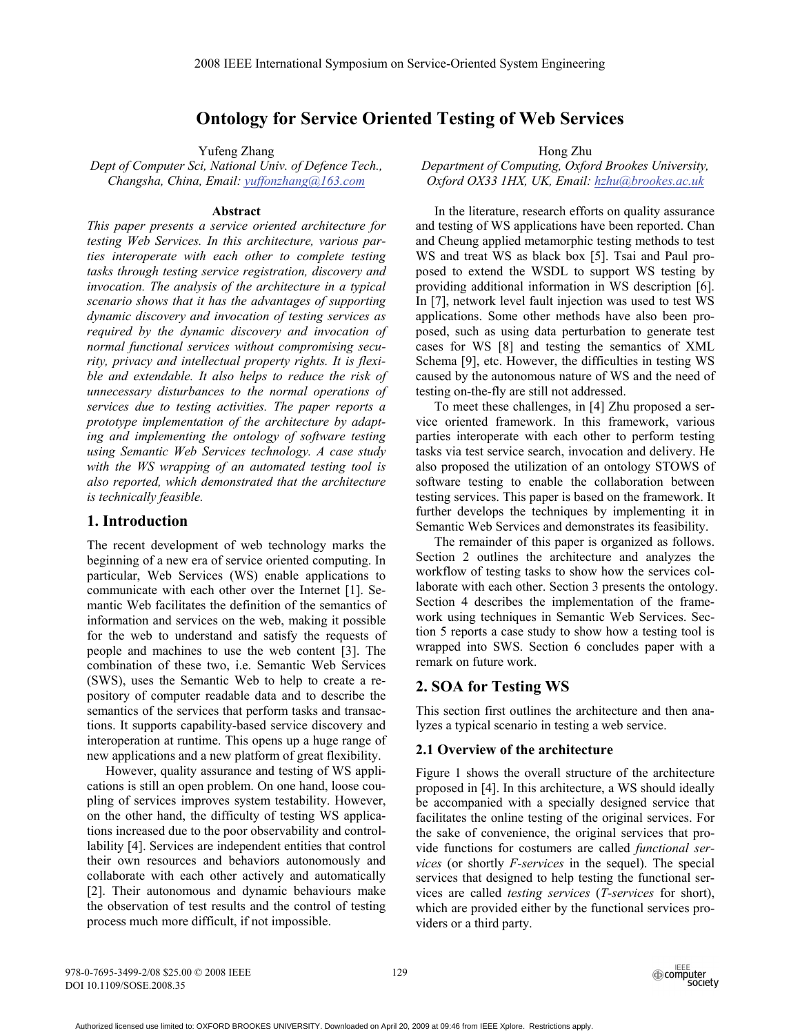# Ontology for Service Oriented Testing of Web Services

Yufeng Zhang
*Dept of Computer Sci, National Univ. of Defence Tech., Changsha, China, Email: yuffonzhang@163.com*

Hong Zhu
*Department of Computing, Oxford Brookes University, Oxford OX33 1HX, UK, Email: hzhu@brookes.ac.uk*

### Abstract

*This paper presents a service oriented architecture for testing Web Services. In this architecture, various parties interoperate with each other to complete testing tasks through testing service registration, discovery and invocation. The analysis of the architecture in a typical scenario shows that it has the advantages of supporting dynamic discovery and invocation of testing services as required by the dynamic discovery and invocation of normal functional services without compromising security, privacy and intellectual property rights. It is flexible and extendable. It also helps to reduce the risk of unnecessary disturbances to the normal operations of services due to testing activities. The paper reports a prototype implementation of the architecture by adapting and implementing the ontology of software testing using Semantic Web Services technology. A case study with the WS wrapping of an automated testing tool is also reported, which demonstrated that the architecture is technically feasible.*

## 1. Introduction

The recent development of web technology marks the beginning of a new era of service oriented computing. In particular, Web Services (WS) enable applications to communicate with each other over the Internet [1]. Semantic Web facilitates the definition of the semantics of information and services on the web, making it possible for the web to understand and satisfy the requests of people and machines to use the web content [3]. The combination of these two, i.e. Semantic Web Services (SWS), uses the Semantic Web to help to create a repository of computer readable data and to describe the semantics of the services that perform tasks and transactions. It supports capability-based service discovery and interoperation at runtime. This opens up a huge range of new applications and a new platform of great flexibility.

However, quality assurance and testing of WS applications is still an open problem. On one hand, loose coupling of services improves system testability. However, on the other hand, the difficulty of testing WS applications increased due to the poor observability and controllability [4]. Services are independent entities that control their own resources and behaviors autonomously and collaborate with each other actively and automatically [2]. Their autonomous and dynamic behaviours make the observation of test results and the control of testing process much more difficult, if not impossible.

In the literature, research efforts on quality assurance and testing of WS applications have been reported. Chan and Cheung applied metamorphic testing methods to test WS and treat WS as black box [5]. Tsai and Paul proposed to extend the WSDL to support WS testing by providing additional information in WS description [6]. In [7], network level fault injection was used to test WS applications. Some other methods have also been proposed, such as using data perturbation to generate test cases for WS [8] and testing the semantics of XML Schema [9], etc. However, the difficulties in testing WS caused by the autonomous nature of WS and the need of testing on-the-fly are still not addressed.

To meet these challenges, in [4] Zhu proposed a service oriented framework. In this framework, various parties interoperate with each other to perform testing tasks via test service search, invocation and delivery. He also proposed the utilization of an ontology STOWS of software testing to enable the collaboration between testing services. This paper is based on the framework. It further develops the techniques by implementing it in Semantic Web Services and demonstrates its feasibility.

The remainder of this paper is organized as follows. Section 2 outlines the architecture and analyzes the workflow of testing tasks to show how the services collaborate with each other. Section 3 presents the ontology. Section 4 describes the implementation of the framework using techniques in Semantic Web Services. Section 5 reports a case study to show how a testing tool is wrapped into SWS. Section 6 concludes paper with a remark on future work.

## 2. SOA for Testing WS

This section first outlines the architecture and then analyzes a typical scenario in testing a web service.

### 2.1 Overview of the architecture

Figure 1 shows the overall structure of the architecture proposed in [4]. In this architecture, a WS should ideally be accompanied with a specially designed service that facilitates the online testing of the original services. For the sake of convenience, the original services that provide functions for costumers are called *functional services* (or shortly *F-services* in the sequel). The special services that designed to help testing the functional services are called *testing services* (*T-services* for short), which are provided either by the functional services providers or a third party.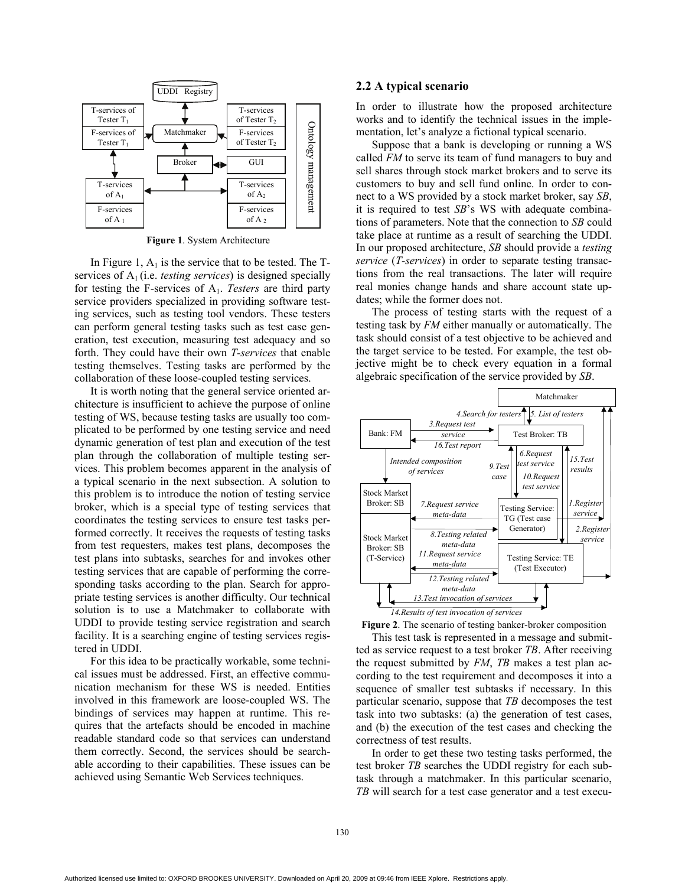UDDI Registry

T-services of Tester $T_1$

F-services of Tester $T_1$

Matchmaker

T-services of Tester $T_2$

F-services of Tester $T_2$

Broker

GUI

T-services of $A_1$

F-services of $A_1$

T-services of $A_2$

F-services of $A_2$

Ontology management

**Figure 1**. System Architecture

In Figure 1, $A_1$ is the service that to be tested. The T-services of $A_1$ (i.e. *testing services*) is designed specially for testing the F-services of $A_1$. *Testers* are third party service providers specialized in providing software testing services, such as testing tool vendors. These testers can perform general testing tasks such as test case generation, test execution, measuring test adequacy and so forth. They could have their own *T-services* that enable testing themselves. Testing tasks are performed by the collaboration of these loose-coupled testing services.

It is worth noting that the general service oriented architecture is insufficient to achieve the purpose of online testing of WS, because testing tasks are usually too complicated to be performed by one testing service and need dynamic generation of test plan and execution of the test plan through the collaboration of multiple testing services. This problem becomes apparent in the analysis of a typical scenario in the next subsection. A solution to this problem is to introduce the notion of testing service broker, which is a special type of testing services that coordinates the testing services to ensure test tasks performed correctly. It receives the requests of testing tasks from test requesters, makes test plans, decomposes the test plans into subtasks, searches for and invokes other testing services that are capable of performing the corresponding tasks according to the plan. Search for appropriate testing services is another difficulty. Our technical solution is to use a Matchmaker to collaborate with UDDI to provide testing service registration and search facility. It is a searching engine of testing services registered in UDDI.

For this idea to be practically workable, some technical issues must be addressed. First, an effective communication mechanism for these WS is needed. Entities involved in this framework are loose-coupled WS. The bindings of services may happen at runtime. This requires that the artefacts should be encoded in machine readable standard code so that services can understand them correctly. Second, the services should be searchable according to their capabilities. These issues can be achieved using Semantic Web Services techniques.

## 2.2 A typical scenario

In order to illustrate how the proposed architecture works and to identify the technical issues in the implementation, let's analyze a fictional typical scenario.

Suppose that a bank is developing or running a WS called *FM* to serve its team of fund managers to buy and sell shares through stock market brokers and to serve its customers to buy and sell fund online. In order to connect to a WS provided by a stock market broker, say *SB*, it is required to test *SB*'s WS with adequate combinations of parameters. Note that the connection to *SB* could take place at runtime as a result of searching the UDDI. In our proposed architecture, *SB* should provide a *testing service* (*T-services*) in order to separate testing transactions from the real transactions. The later will require real monies change hands and share account state updates; while the former does not.

The process of testing starts with the request of a testing task by *FM* either manually or automatically. The task should consist of a test objective to be achieved and the target service to be tested. For example, the test objective might be to check every equation in a formal algebraic specification of the service provided by *SB*.

Matchmaker

Bank: FM

Test Broker: TB

Stock Market Broker: SB

Stock Market Broker: SB (T-Service)

Testing Service: TG (Test case Generator)

Testing Service: TE (Test Executor)

Intended composition of services

1.Register service

2.Register service

3.Request test service

4.Search for testers

5. List of testers

6.Request test service

7.Request service meta-data

8.Testing related meta-data

9.Test case

10.Request test service

11.Request service meta-data

12.Testing related meta-data

13.Test invocation of services

14.Results of test invocation of services

15.Test results

16.Test report

**Figure 2**. The scenario of testing banker-broker composition

This test task is represented in a message and submitted as service request to a test broker *TB*. After receiving the request submitted by *FM*, *TB* makes a test plan according to the test requirement and decomposes it into a sequence of smaller test subtasks if necessary. In this particular scenario, suppose that *TB* decomposes the test task into two subtasks: (a) the generation of test cases, and (b) the execution of the test cases and checking the correctness of test results.

In order to get these two testing tasks performed, the test broker *TB* searches the UDDI registry for each subtask through a matchmaker. In this particular scenario, *TB* will search for a test case generator and a test execu-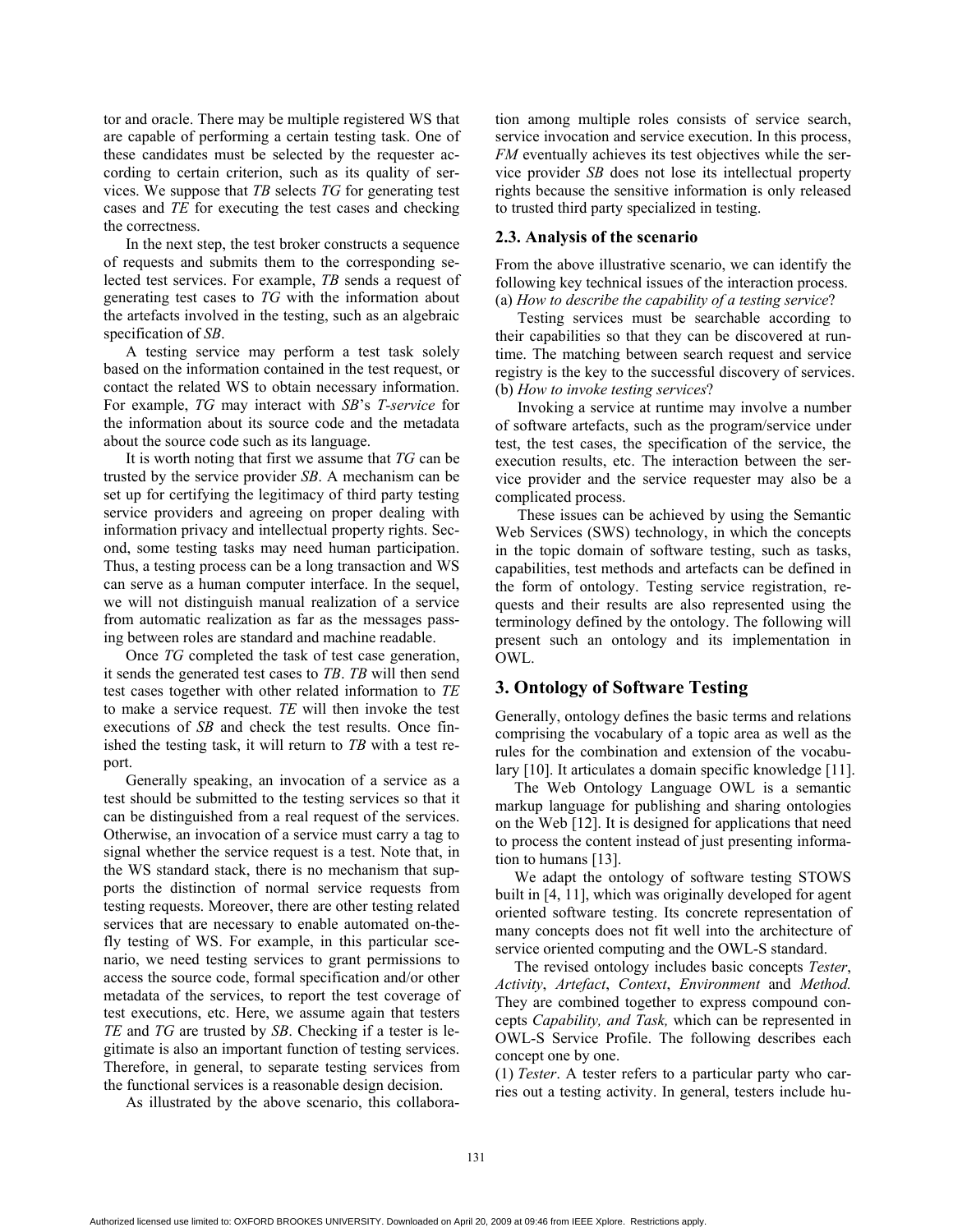tor and oracle. There may be multiple registered WS that are capable of performing a certain testing task. One of these candidates must be selected by the requester according to certain criterion, such as its quality of services. We suppose that *TB* selects *TG* for generating test cases and *TE* for executing the test cases and checking the correctness.

In the next step, the test broker constructs a sequence of requests and submits them to the corresponding selected test services. For example, *TB* sends a request of generating test cases to *TG* with the information about the artefacts involved in the testing, such as an algebraic specification of *SB*.

A testing service may perform a test task solely based on the information contained in the test request, or contact the related WS to obtain necessary information. For example, *TG* may interact with *SB*'s *T-service* for the information about its source code and the metadata about the source code such as its language.

It is worth noting that first we assume that *TG* can be trusted by the service provider *SB*. A mechanism can be set up for certifying the legitimacy of third party testing service providers and agreeing on proper dealing with information privacy and intellectual property rights. Second, some testing tasks may need human participation. Thus, a testing process can be a long transaction and WS can serve as a human computer interface. In the sequel, we will not distinguish manual realization of a service from automatic realization as far as the messages passing between roles are standard and machine readable.

Once *TG* completed the task of test case generation, it sends the generated test cases to *TB*. *TB* will then send test cases together with other related information to *TE* to make a service request. *TE* will then invoke the test executions of *SB* and check the test results. Once finished the testing task, it will return to *TB* with a test report.

Generally speaking, an invocation of a service as a test should be submitted to the testing services so that it can be distinguished from a real request of the services. Otherwise, an invocation of a service must carry a tag to signal whether the service request is a test. Note that, in the WS standard stack, there is no mechanism that supports the distinction of normal service requests from testing requests. Moreover, there are other testing related services that are necessary to enable automated on-the-fly testing of WS. For example, in this particular scenario, we need testing services to grant permissions to access the source code, formal specification and/or other metadata of the services, to report the test coverage of test executions, etc. Here, we assume again that testers *TE* and *TG* are trusted by *SB*. Checking if a tester is legitimate is also an important function of testing services. Therefore, in general, to separate testing services from the functional services is a reasonable design decision.

As illustrated by the above scenario, this collaboration among multiple roles consists of service search, service invocation and service execution. In this process, *FM* eventually achieves its test objectives while the service provider *SB* does not lose its intellectual property rights because the sensitive information is only released to trusted third party specialized in testing.

### 2.3. Analysis of the scenario

From the above illustrative scenario, we can identify the following key technical issues of the interaction process.

(a) *How to describe the capability of a testing service*?

Testing services must be searchable according to their capabilities so that they can be discovered at runtime. The matching between search request and service registry is the key to the successful discovery of services.

(b) *How to invoke testing services*?

Invoking a service at runtime may involve a number of software artefacts, such as the program/service under test, the test cases, the specification of the service, the execution results, etc. The interaction between the service provider and the service requester may also be a complicated process.

These issues can be achieved by using the Semantic Web Services (SWS) technology, in which the concepts in the topic domain of software testing, such as tasks, capabilities, test methods and artefacts can be defined in the form of ontology. Testing service registration, requests and their results are also represented using the terminology defined by the ontology. The following will present such an ontology and its implementation in OWL.

## 3. Ontology of Software Testing

Generally, ontology defines the basic terms and relations comprising the vocabulary of a topic area as well as the rules for the combination and extension of the vocabulary [10]. It articulates a domain specific knowledge [11].

The Web Ontology Language OWL is a semantic markup language for publishing and sharing ontologies on the Web [12]. It is designed for applications that need to process the content instead of just presenting information to humans [13].

We adapt the ontology of software testing STOWS built in [4, 11], which was originally developed for agent oriented software testing. Its concrete representation of many concepts does not fit well into the architecture of service oriented computing and the OWL-S standard.

The revised ontology includes basic concepts *Tester*, *Activity*, *Artefact*, *Context*, *Environment* and *Method.* They are combined together to express compound concepts *Capability, and Task,* which can be represented in OWL-S Service Profile. The following describes each concept one by one.

(1) *Tester*. A tester refers to a particular party who carries out a testing activity. In general, testers include hu-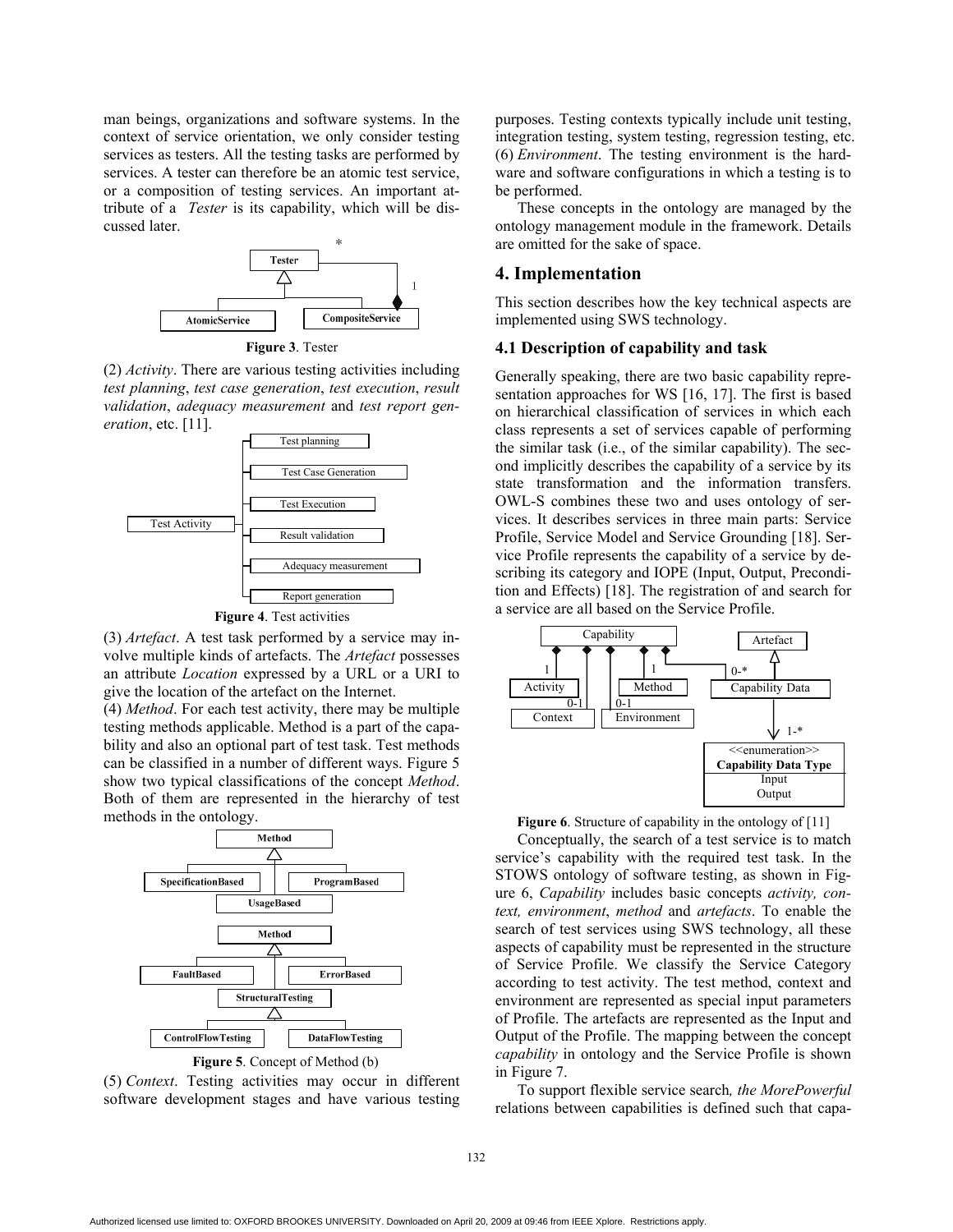man beings, organizations and software systems. In the context of service orientation, we only consider testing services as testers. All the testing tasks are performed by services. A tester can therefore be an atomic test service, or a composition of testing services. An important attribute of a *Tester* is its capability, which will be discussed later.

**Figure 3**. Tester

(2) *Activity*. There are various testing activities including *test planning*, *test case generation*, *test execution*, *result validation*, *adequacy measurement* and *test report generation*, etc. [11].

**Figure 4**. Test activities

(3) *Artefact*. A test task performed by a service may involve multiple kinds of artefacts. The *Artefact* possesses an attribute *Location* expressed by a URL or a URI to give the location of the artefact on the Internet.

(4) *Method*. For each test activity, there may be multiple testing methods applicable. Method is a part of the capability and also an optional part of test task. Test methods can be classified in a number of different ways. Figure 5 show two typical classifications of the concept *Method*. Both of them are represented in the hierarchy of test methods in the ontology.

**Figure 5**. Concept of Method (b)

(5) *Context*. Testing activities may occur in different software development stages and have various testing purposes. Testing contexts typically include unit testing, integration testing, system testing, regression testing, etc.

(6) *Environment*. The testing environment is the hardware and software configurations in which a testing is to be performed.

These concepts in the ontology are managed by the ontology management module in the framework. Details are omitted for the sake of space.

## 4. Implementation

This section describes how the key technical aspects are implemented using SWS technology.

### 4.1 Description of capability and task

Generally speaking, there are two basic capability representation approaches for WS [16, 17]. The first is based on hierarchical classification of services in which each class represents a set of services capable of performing the similar task (i.e., of the similar capability). The second implicitly describes the capability of a service by its state transformation and the information transfers. OWL-S combines these two and uses ontology of services. It describes services in three main parts: Service Profile, Service Model and Service Grounding [18]. Service Profile represents the capability of a service by describing its category and IOPE (Input, Output, Precondition and Effects) [18]. The registration of and search for a service are all based on the Service Profile.

**Figure 6**. Structure of capability in the ontology of [11]

Conceptually, the search of a test service is to match service's capability with the required test task. In the STOWS ontology of software testing, as shown in Figure 6, *Capability* includes basic concepts *activity, context, environment*, *method* and *artefacts*. To enable the search of test services using SWS technology, all these aspects of capability must be represented in the structure of Service Profile. We classify the Service Category according to test activity. The test method, context and environment are represented as special input parameters of Profile. The artefacts are represented as the Input and Output of the Profile. The mapping between the concept *capability* in ontology and the Service Profile is shown in Figure 7.

To support flexible service search*, the MorePowerful* relations between capabilities is defined such that capa-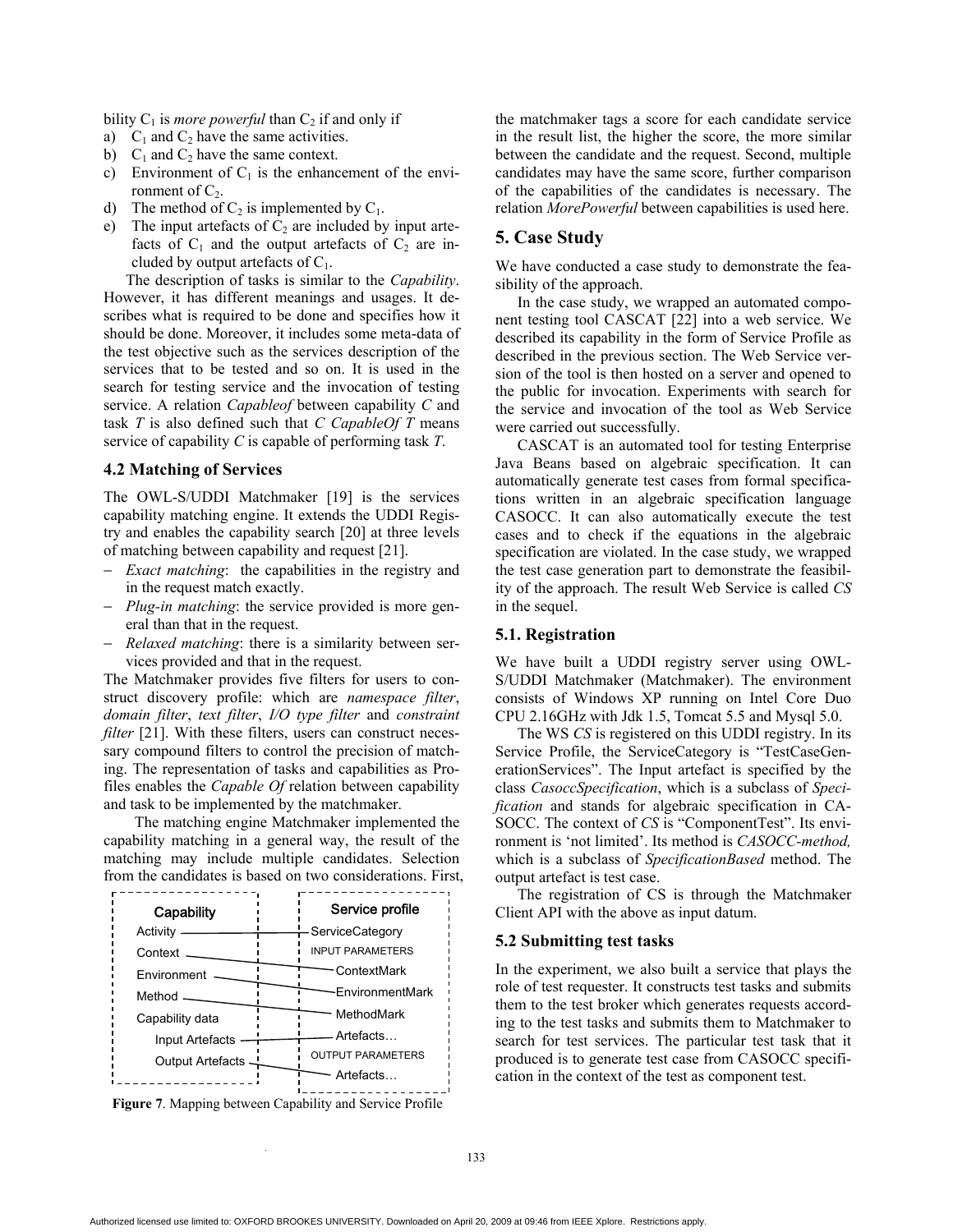bility $C_1$ is *more powerful* than $C_2$ if and only if

a) $C_1$ and $C_2$ have the same activities.
b) $C_1$ and $C_2$ have the same context.
c) Environment of $C_1$ is the enhancement of the environment of $C_2$.
d) The method of $C_2$ is implemented by $C_1$.
e) The input artefacts of $C_2$ are included by input artefacts of $C_1$ and the output artefacts of $C_2$ are included by output artefacts of $C_1$.

The description of tasks is similar to the *Capability*. However, it has different meanings and usages. It describes what is required to be done and specifies how it should be done. Moreover, it includes some meta-data of the test objective such as the services description of the services that to be tested and so on. It is used in the search for testing service and the invocation of testing service. A relation *Capableof* between capability *C* and task *T* is also defined such that *C CapableOf T* means service of capability *C* is capable of performing task *T*.

### 4.2 Matching of Services

The OWL-S/UDDI Matchmaker [19] is the services capability matching engine. It extends the UDDI Registry and enables the capability search [20] at three levels of matching between capability and request [21].

- *Exact matching*: the capabilities in the registry and in the request match exactly.
- *Plug-in matching*: the service provided is more general than that in the request.
- *Relaxed matching*: there is a similarity between services provided and that in the request.

The Matchmaker provides five filters for users to construct discovery profile: which are *namespace filter*, *domain filter*, *text filter*, *I/O type filter* and *constraint filter* [21]. With these filters, users can construct necessary compound filters to control the precision of matching. The representation of tasks and capabilities as Profiles enables the *Capable Of* relation between capability and task to be implemented by the matchmaker.

The matching engine Matchmaker implemented the capability matching in a general way, the result of the matching may include multiple candidates. Selection from the candidates is based on two considerations. First, the matchmaker tags a score for each candidate service in the result list, the higher the score, the more similar between the candidate and the request. Second, multiple candidates may have the same score, further comparison of the capabilities of the candidates is necessary. The relation *MorePowerful* between capabilities is used here.

| Capability | Service profile |
|---|---|
| Activity | ServiceCategory |
| | INPUT PARAMETERS |
| Context | ContextMark |
| Environment | EnvironmentMark |
| Method | MethodMark |
| Capability data | |
| Input Artefacts | Artefacts… |
| | OUTPUT PARAMETERS |
| Output Artefacts | Artefacts… |

**Figure 7**. Mapping between Capability and Service Profile

## 5. Case Study

We have conducted a case study to demonstrate the feasibility of the approach.

In the case study, we wrapped an automated component testing tool CASCAT [22] into a web service. We described its capability in the form of Service Profile as described in the previous section. The Web Service version of the tool is then hosted on a server and opened to the public for invocation. Experiments with search for the service and invocation of the tool as Web Service were carried out successfully.

CASCAT is an automated tool for testing Enterprise Java Beans based on algebraic specification. It can automatically generate test cases from formal specifications written in an algebraic specification language CASOCC. It can also automatically execute the test cases and to check if the equations in the algebraic specification are violated. In the case study, we wrapped the test case generation part to demonstrate the feasibility of the approach. The result Web Service is called *CS* in the sequel.

### 5.1. Registration

We have built a UDDI registry server using OWL-S/UDDI Matchmaker (Matchmaker). The environment consists of Windows XP running on Intel Core Duo CPU 2.16GHz with Jdk 1.5, Tomcat 5.5 and Mysql 5.0.

The WS *CS* is registered on this UDDI registry. In its Service Profile, the ServiceCategory is "TestCaseGenerationServices". The Input artefact is specified by the class *CasoccSpecification*, which is a subclass of *Specification* and stands for algebraic specification in CASOCC. The context of *CS* is "ComponentTest". Its environment is 'not limited'. Its method is *CASOCC-method,* which is a subclass of *SpecificationBased* method. The output artefact is test case.

The registration of CS is through the Matchmaker Client API with the above as input datum.

### 5.2 Submitting test tasks

In the experiment, we also built a service that plays the role of test requester. It constructs test tasks and submits them to the test broker which generates requests according to the test tasks and submits them to Matchmaker to search for test services. The particular test task that it produced is to generate test case from CASOCC specification in the context of the test as component test.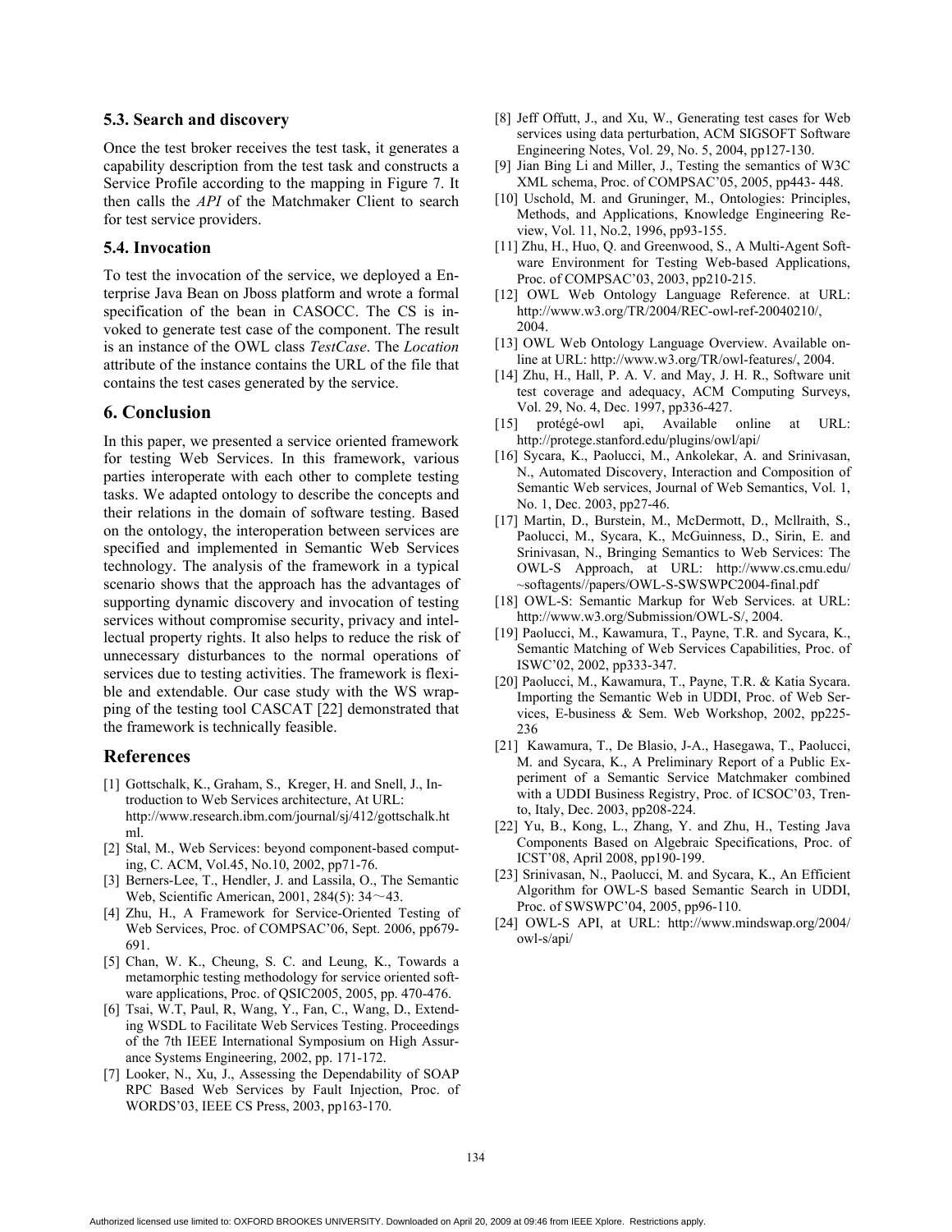### 5.3. Search and discovery

Once the test broker receives the test task, it generates a capability description from the test task and constructs a Service Profile according to the mapping in Figure 7. It then calls the *API* of the Matchmaker Client to search for test service providers.

### 5.4. Invocation

To test the invocation of the service, we deployed a Enterprise Java Bean on Jboss platform and wrote a formal specification of the bean in CASOCC. The CS is invoked to generate test case of the component. The result is an instance of the OWL class *TestCase*. The *Location* attribute of the instance contains the URL of the file that contains the test cases generated by the service.

## 6. Conclusion

In this paper, we presented a service oriented framework for testing Web Services. In this framework, various parties interoperate with each other to complete testing tasks. We adapted ontology to describe the concepts and their relations in the domain of software testing. Based on the ontology, the interoperation between services are specified and implemented in Semantic Web Services technology. The analysis of the framework in a typical scenario shows that the approach has the advantages of supporting dynamic discovery and invocation of testing services without compromise security, privacy and intellectual property rights. It also helps to reduce the risk of unnecessary disturbances to the normal operations of services due to testing activities. The framework is flexible and extendable. Our case study with the WS wrapping of the testing tool CASCAT [22] demonstrated that the framework is technically feasible.

## References

[1] Gottschalk, K., Graham, S., Kreger, H. and Snell, J., Introduction to Web Services architecture, At URL: http://www.research.ibm.com/journal/sj/412/gottschalk.html.

[2] Stal, M., Web Services: beyond component-based computing, C. ACM, Vol.45, No.10, 2002, pp71-76.

[3] Berners-Lee, T., Hendler, J. and Lassila, O., The Semantic Web, Scientific American, 2001, 284(5): 34～43.

[4] Zhu, H., A Framework for Service-Oriented Testing of Web Services, Proc. of COMPSAC'06, Sept. 2006, pp679-691.

[5] Chan, W. K., Cheung, S. C. and Leung, K., Towards a metamorphic testing methodology for service oriented software applications, Proc. of QSIC2005, 2005, pp. 470-476.

[6] Tsai, W.T, Paul, R, Wang, Y., Fan, C., Wang, D., Extending WSDL to Facilitate Web Services Testing. Proceedings of the 7th IEEE International Symposium on High Assurance Systems Engineering, 2002, pp. 171-172.

[7] Looker, N., Xu, J., Assessing the Dependability of SOAP RPC Based Web Services by Fault Injection, Proc. of WORDS'03, IEEE CS Press, 2003, pp163-170.

[8] Jeff Offutt, J., and Xu, W., Generating test cases for Web services using data perturbation, ACM SIGSOFT Software Engineering Notes, Vol. 29, No. 5, 2004, pp127-130.

[9] Jian Bing Li and Miller, J., Testing the semantics of W3C XML schema, Proc. of COMPSAC'05, 2005, pp443- 448.

[10] Uschold, M. and Gruninger, M., Ontologies: Principles, Methods, and Applications, Knowledge Engineering Review, Vol. 11, No.2, 1996, pp93-155.

[11] Zhu, H., Huo, Q. and Greenwood, S., A Multi-Agent Software Environment for Testing Web-based Applications, Proc. of COMPSAC'03, 2003, pp210-215.

[12] OWL Web Ontology Language Reference. at URL: http://www.w3.org/TR/2004/REC-owl-ref-20040210/, 2004.

[13] OWL Web Ontology Language Overview. Available online at URL: http://www.w3.org/TR/owl-features/, 2004.

[14] Zhu, H., Hall, P. A. V. and May, J. H. R., Software unit test coverage and adequacy, ACM Computing Surveys, Vol. 29, No. 4, Dec. 1997, pp336-427.

[15] protégé-owl api, Available online at URL: http://protege.stanford.edu/plugins/owl/api/

[16] Sycara, K., Paolucci, M., Ankolekar, A. and Srinivasan, N., Automated Discovery, Interaction and Composition of Semantic Web services, Journal of Web Semantics, Vol. 1, No. 1, Dec. 2003, pp27-46.

[17] Martin, D., Burstein, M., McDermott, D., Mcllraith, S., Paolucci, M., Sycara, K., McGuinness, D., Sirin, E. and Srinivasan, N., Bringing Semantics to Web Services: The OWL-S Approach, at URL: http://www.cs.cmu.edu/~softagents//papers/OWL-S-SWSWPC2004-final.pdf

[18] OWL-S: Semantic Markup for Web Services. at URL: http://www.w3.org/Submission/OWL-S/, 2004.

[19] Paolucci, M., Kawamura, T., Payne, T.R. and Sycara, K., Semantic Matching of Web Services Capabilities, Proc. of ISWC'02, 2002, pp333-347.

[20] Paolucci, M., Kawamura, T., Payne, T.R. & Katia Sycara. Importing the Semantic Web in UDDI, Proc. of Web Services, E-business & Sem. Web Workshop, 2002, pp225-236

[21] Kawamura, T., De Blasio, J-A., Hasegawa, T., Paolucci, M. and Sycara, K., A Preliminary Report of a Public Experiment of a Semantic Service Matchmaker combined with a UDDI Business Registry, Proc. of ICSOC'03, Trento, Italy, Dec. 2003, pp208-224.

[22] Yu, B., Kong, L., Zhang, Y. and Zhu, H., Testing Java Components Based on Algebraic Specifications, Proc. of ICST'08, April 2008, pp190-199.

[23] Srinivasan, N., Paolucci, M. and Sycara, K., An Efficient Algorithm for OWL-S based Semantic Search in UDDI, Proc. of SWSWPC'04, 2005, pp96-110.

[24] OWL-S API, at URL: http://www.mindswap.org/2004/owl-s/api/